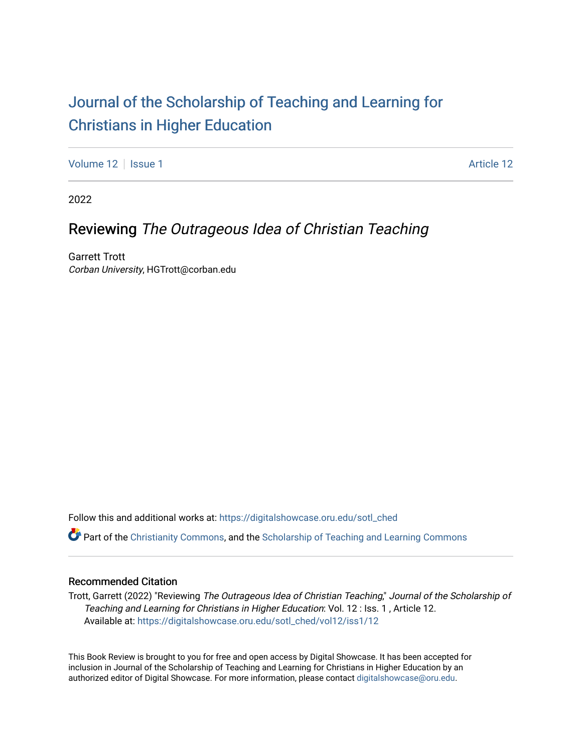# Journal of the Scholarship of Teaching and Learning for Christians in Higher Education

Volume 12 | Issue 1 | Article 12

2022

## Reviewing *The Outrageous Idea of Christian Teaching*

Garrett Trott
*Corban University*, HGTrott@corban.edu

Follow this and additional works at: https://digitalshowcase.oru.edu/sotl_ched

Part of the Christianity Commons, and the Scholarship of Teaching and Learning Commons

### Recommended Citation

Trott, Garrett (2022) "Reviewing *The Outrageous Idea of Christian Teaching*," *Journal of the Scholarship of Teaching and Learning for Christians in Higher Education*: Vol. 12 : Iss. 1 , Article 12.
Available at: https://digitalshowcase.oru.edu/sotl_ched/vol12/iss1/12

This Book Review is brought to you for free and open access by Digital Showcase. It has been accepted for inclusion in Journal of the Scholarship of Teaching and Learning for Christians in Higher Education by an authorized editor of Digital Showcase. For more information, please contact digitalshowcase@oru.edu.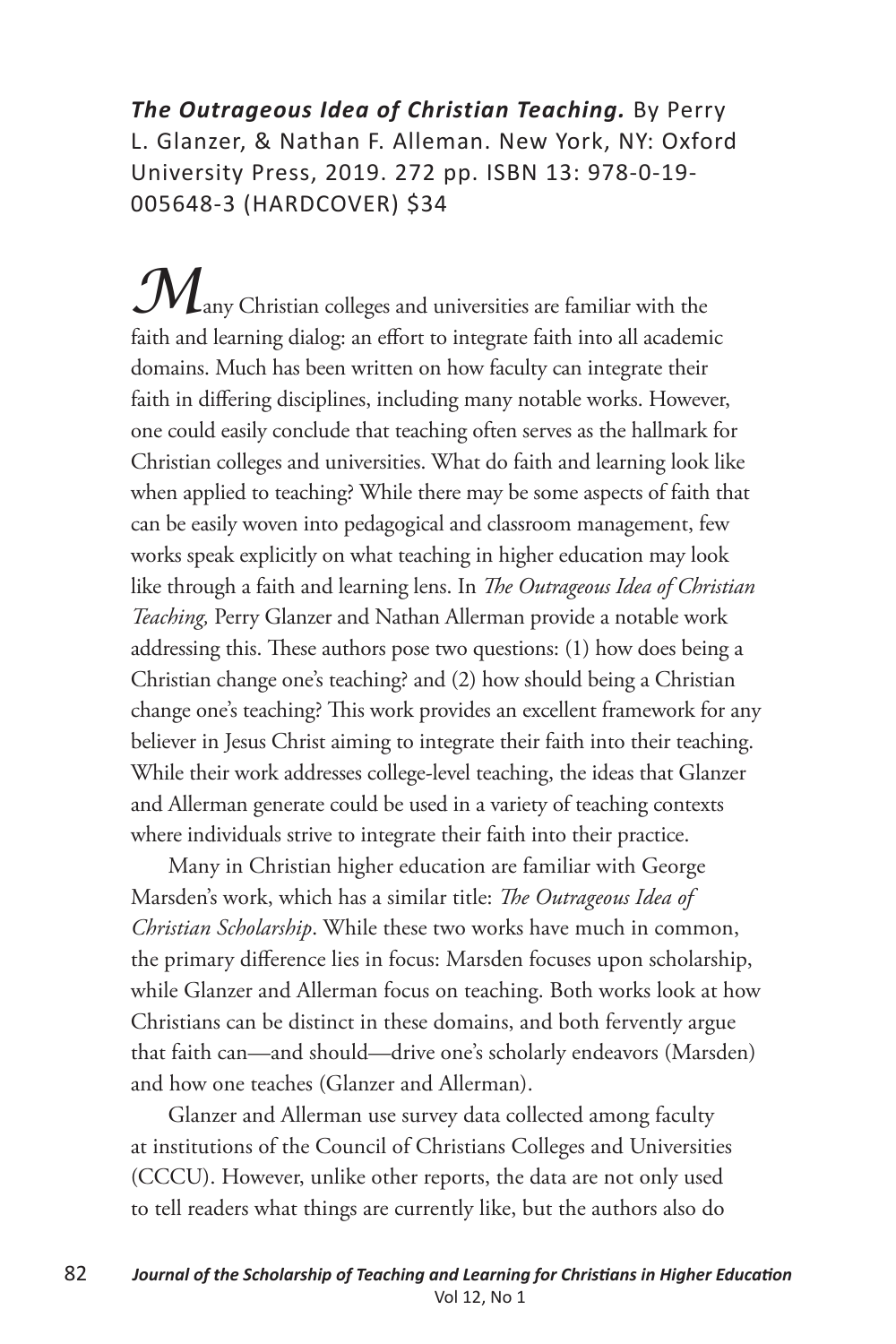***The Outrageous Idea of Christian Teaching.*** By Perry L. Glanzer, & Nathan F. Alleman. New York, NY: Oxford University Press, 2019. 272 pp. ISBN 13: 978-0-19-005648-3 (HARDCOVER) $34

Many Christian colleges and universities are familiar with the faith and learning dialog: an effort to integrate faith into all academic domains. Much has been written on how faculty can integrate their faith in differing disciplines, including many notable works. However, one could easily conclude that teaching often serves as the hallmark for Christian colleges and universities. What do faith and learning look like when applied to teaching? While there may be some aspects of faith that can be easily woven into pedagogical and classroom management, few works speak explicitly on what teaching in higher education may look like through a faith and learning lens. In *The Outrageous Idea of Christian Teaching,* Perry Glanzer and Nathan Allerman provide a notable work addressing this. These authors pose two questions: (1) how does being a Christian change one's teaching? and (2) how should being a Christian change one's teaching? This work provides an excellent framework for any believer in Jesus Christ aiming to integrate their faith into their teaching. While their work addresses college-level teaching, the ideas that Glanzer and Allerman generate could be used in a variety of teaching contexts where individuals strive to integrate their faith into their practice.

Many in Christian higher education are familiar with George Marsden's work, which has a similar title: *The Outrageous Idea of Christian Scholarship*. While these two works have much in common, the primary difference lies in focus: Marsden focuses upon scholarship, while Glanzer and Allerman focus on teaching. Both works look at how Christians can be distinct in these domains, and both fervently argue that faith can—and should—drive one's scholarly endeavors (Marsden) and how one teaches (Glanzer and Allerman).

Glanzer and Allerman use survey data collected among faculty at institutions of the Council of Christians Colleges and Universities (CCCU). However, unlike other reports, the data are not only used to tell readers what things are currently like, but the authors also do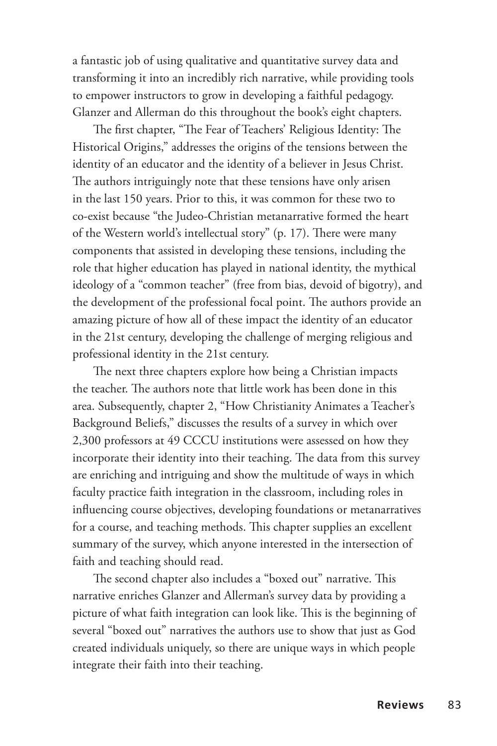a fantastic job of using qualitative and quantitative survey data and transforming it into an incredibly rich narrative, while providing tools to empower instructors to grow in developing a faithful pedagogy. Glanzer and Allerman do this throughout the book's eight chapters.

The first chapter, "The Fear of Teachers' Religious Identity: The Historical Origins," addresses the origins of the tensions between the identity of an educator and the identity of a believer in Jesus Christ. The authors intriguingly note that these tensions have only arisen in the last 150 years. Prior to this, it was common for these two to co-exist because "the Judeo-Christian metanarrative formed the heart of the Western world's intellectual story" (p. 17). There were many components that assisted in developing these tensions, including the role that higher education has played in national identity, the mythical ideology of a "common teacher" (free from bias, devoid of bigotry), and the development of the professional focal point. The authors provide an amazing picture of how all of these impact the identity of an educator in the 21st century, developing the challenge of merging religious and professional identity in the 21st century.

The next three chapters explore how being a Christian impacts the teacher. The authors note that little work has been done in this area. Subsequently, chapter 2, "How Christianity Animates a Teacher's Background Beliefs," discusses the results of a survey in which over 2,300 professors at 49 CCCU institutions were assessed on how they incorporate their identity into their teaching. The data from this survey are enriching and intriguing and show the multitude of ways in which faculty practice faith integration in the classroom, including roles in influencing course objectives, developing foundations or metanarratives for a course, and teaching methods. This chapter supplies an excellent summary of the survey, which anyone interested in the intersection of faith and teaching should read.

The second chapter also includes a "boxed out" narrative. This narrative enriches Glanzer and Allerman's survey data by providing a picture of what faith integration can look like. This is the beginning of several "boxed out" narratives the authors use to show that just as God created individuals uniquely, so there are unique ways in which people integrate their faith into their teaching.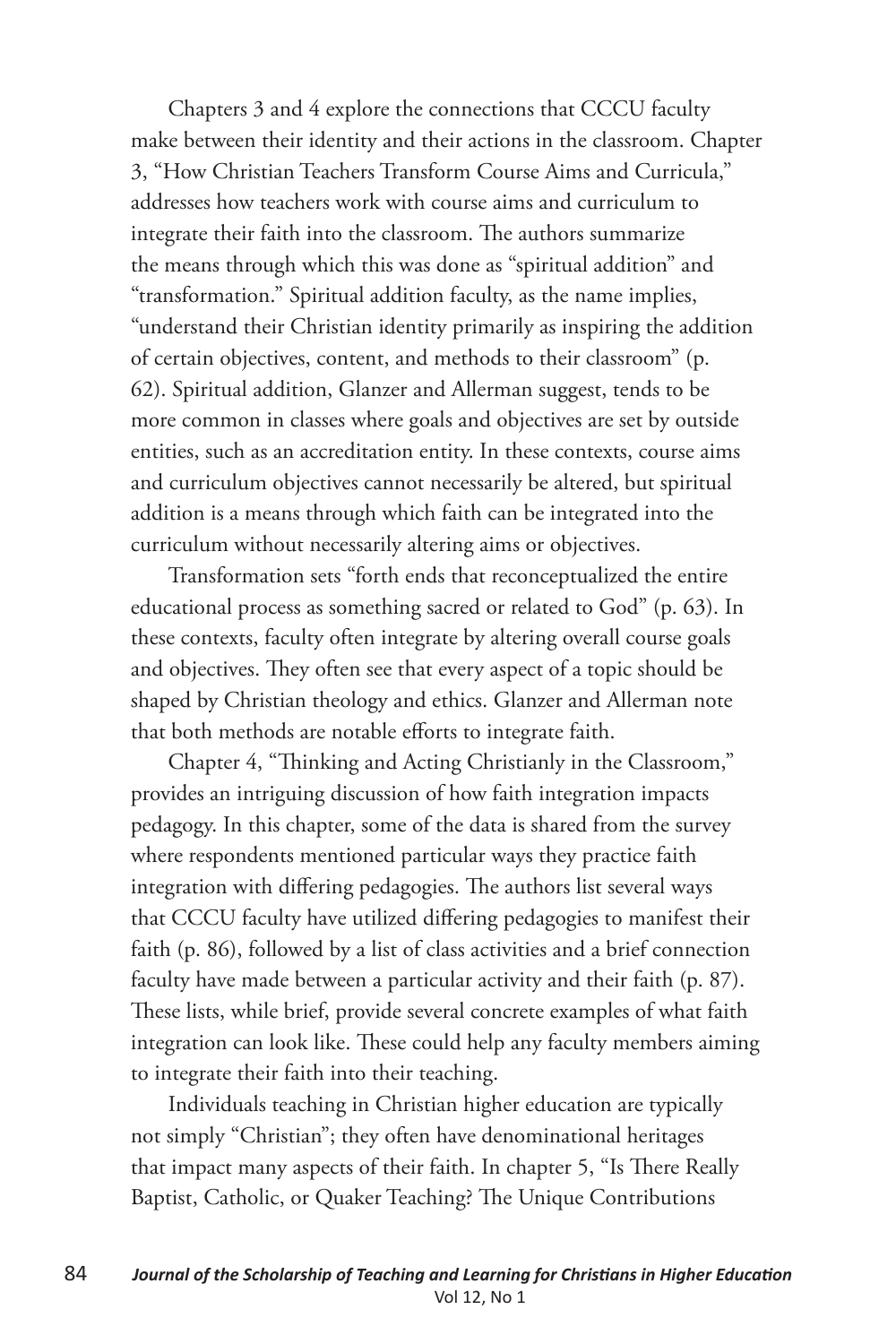Chapters 3 and 4 explore the connections that CCCU faculty make between their identity and their actions in the classroom. Chapter 3, "How Christian Teachers Transform Course Aims and Curricula," addresses how teachers work with course aims and curriculum to integrate their faith into the classroom. The authors summarize the means through which this was done as "spiritual addition" and "transformation." Spiritual addition faculty, as the name implies, "understand their Christian identity primarily as inspiring the addition of certain objectives, content, and methods to their classroom" (p. 62). Spiritual addition, Glanzer and Allerman suggest, tends to be more common in classes where goals and objectives are set by outside entities, such as an accreditation entity. In these contexts, course aims and curriculum objectives cannot necessarily be altered, but spiritual addition is a means through which faith can be integrated into the curriculum without necessarily altering aims or objectives.

Transformation sets "forth ends that reconceptualized the entire educational process as something sacred or related to God" (p. 63). In these contexts, faculty often integrate by altering overall course goals and objectives. They often see that every aspect of a topic should be shaped by Christian theology and ethics. Glanzer and Allerman note that both methods are notable efforts to integrate faith.

Chapter 4, "Thinking and Acting Christianly in the Classroom," provides an intriguing discussion of how faith integration impacts pedagogy. In this chapter, some of the data is shared from the survey where respondents mentioned particular ways they practice faith integration with differing pedagogies. The authors list several ways that CCCU faculty have utilized differing pedagogies to manifest their faith (p. 86), followed by a list of class activities and a brief connection faculty have made between a particular activity and their faith (p. 87). These lists, while brief, provide several concrete examples of what faith integration can look like. These could help any faculty members aiming to integrate their faith into their teaching.

Individuals teaching in Christian higher education are typically not simply "Christian"; they often have denominational heritages that impact many aspects of their faith. In chapter 5, "Is There Really Baptist, Catholic, or Quaker Teaching? The Unique Contributions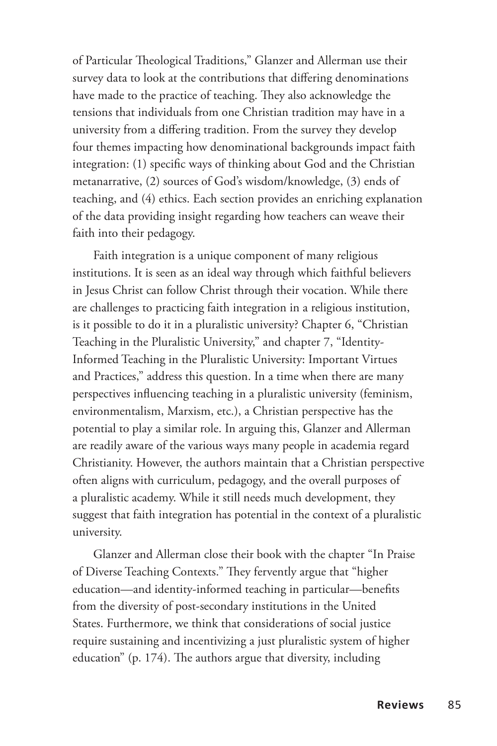of Particular Theological Traditions," Glanzer and Allerman use their survey data to look at the contributions that differing denominations have made to the practice of teaching. They also acknowledge the tensions that individuals from one Christian tradition may have in a university from a differing tradition. From the survey they develop four themes impacting how denominational backgrounds impact faith integration: (1) specific ways of thinking about God and the Christian metanarrative, (2) sources of God's wisdom/knowledge, (3) ends of teaching, and (4) ethics. Each section provides an enriching explanation of the data providing insight regarding how teachers can weave their faith into their pedagogy.

Faith integration is a unique component of many religious institutions. It is seen as an ideal way through which faithful believers in Jesus Christ can follow Christ through their vocation. While there are challenges to practicing faith integration in a religious institution, is it possible to do it in a pluralistic university? Chapter 6, "Christian Teaching in the Pluralistic University," and chapter 7, "Identity-Informed Teaching in the Pluralistic University: Important Virtues and Practices," address this question. In a time when there are many perspectives influencing teaching in a pluralistic university (feminism, environmentalism, Marxism, etc.), a Christian perspective has the potential to play a similar role. In arguing this, Glanzer and Allerman are readily aware of the various ways many people in academia regard Christianity. However, the authors maintain that a Christian perspective often aligns with curriculum, pedagogy, and the overall purposes of a pluralistic academy. While it still needs much development, they suggest that faith integration has potential in the context of a pluralistic university.

Glanzer and Allerman close their book with the chapter "In Praise of Diverse Teaching Contexts." They fervently argue that "higher education—and identity-informed teaching in particular—benefits from the diversity of post-secondary institutions in the United States. Furthermore, we think that considerations of social justice require sustaining and incentivizing a just pluralistic system of higher education" (p. 174). The authors argue that diversity, including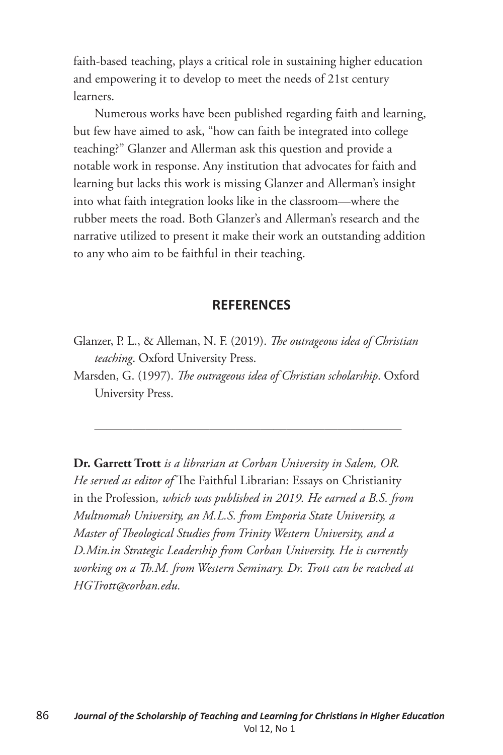faith-based teaching, plays a critical role in sustaining higher education and empowering it to develop to meet the needs of 21st century learners.

Numerous works have been published regarding faith and learning, but few have aimed to ask, "how can faith be integrated into college teaching?" Glanzer and Allerman ask this question and provide a notable work in response. Any institution that advocates for faith and learning but lacks this work is missing Glanzer and Allerman's insight into what faith integration looks like in the classroom—where the rubber meets the road. Both Glanzer's and Allerman's research and the narrative utilized to present it make their work an outstanding addition to any who aim to be faithful in their teaching.

## REFERENCES

Glanzer, P. L., & Alleman, N. F. (2019). *The outrageous idea of Christian teaching*. Oxford University Press.

Marsden, G. (1997). *The outrageous idea of Christian scholarship*. Oxford University Press.

---

**Dr. Garrett Trott** *is a librarian at Corban University in Salem, OR. He served as editor of* The Faithful Librarian: Essays on Christianity in the Profession*, which was published in 2019. He earned a B.S. from Multnomah University, an M.L.S. from Emporia State University, a Master of Theological Studies from Trinity Western University, and a D.Min.in Strategic Leadership from Corban University. He is currently working on a Th.M. from Western Seminary. Dr. Trott can be reached at HGTrott@corban.edu.*